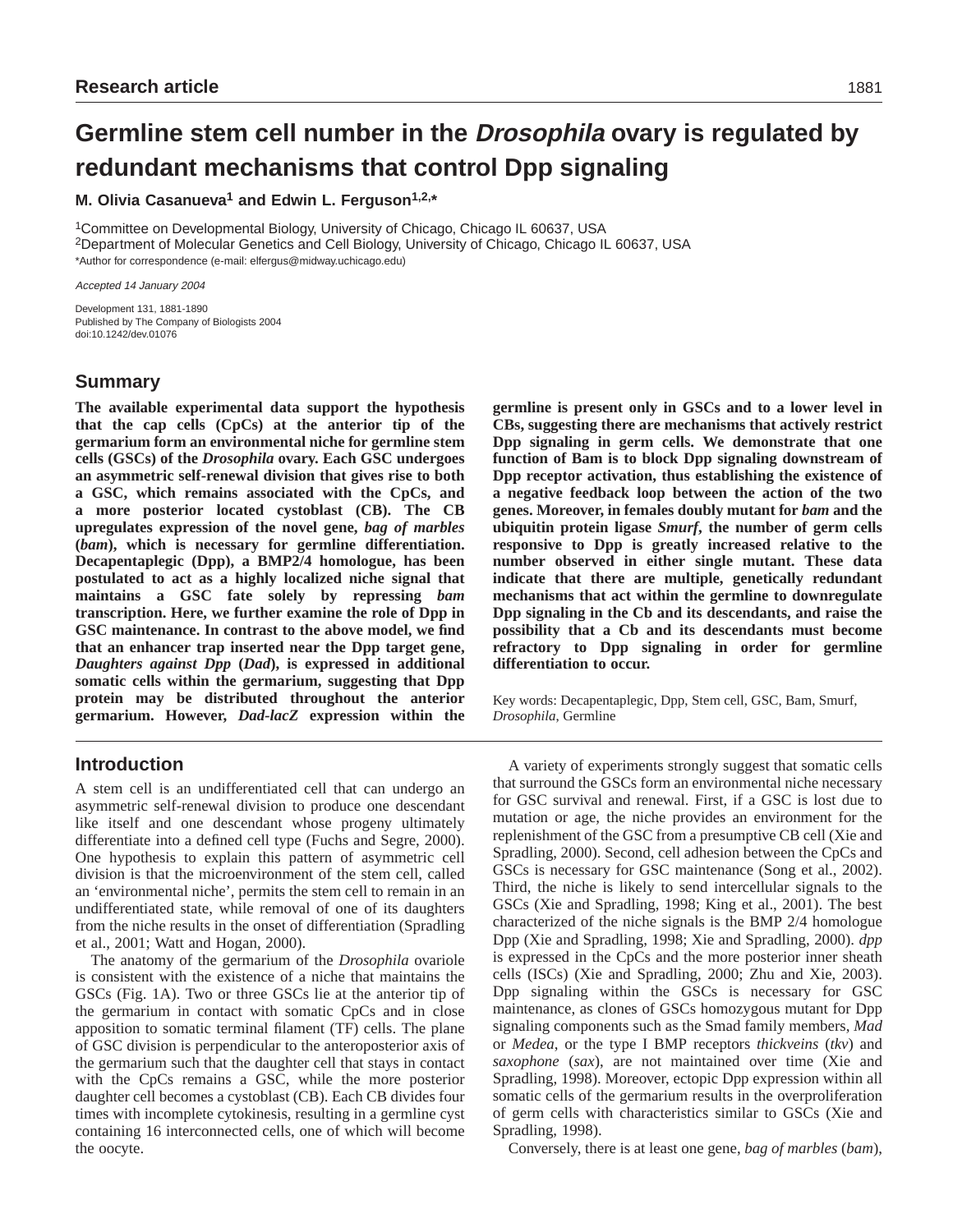Research article

# Germline stem cell number in the *Drosophila* ovary is regulated by redundant mechanisms that control Dpp signaling

**M. Olivia Casanueva[1] and Edwin L. Ferguson[1,2,*]**

[1]Committee on Developmental Biology, University of Chicago, Chicago IL 60637, USA
[2]Department of Molecular Genetics and Cell Biology, University of Chicago, Chicago IL 60637, USA
*Author for correspondence (e-mail: elfergus@midway.uchicago.edu)

*Accepted 14 January 2004*

Development 131, 1881-1890
Published by The Company of Biologists 2004
doi:10.1242/dev.01076

## Summary

**The available experimental data support the hypothesis that the cap cells (CpCs) at the anterior tip of the germarium form an environmental niche for germline stem cells (GSCs) of the *Drosophila* ovary. Each GSC undergoes an asymmetric self-renewal division that gives rise to both a GSC, which remains associated with the CpCs, and a more posterior located cystoblast (CB). The CB upregulates expression of the novel gene, *bag of marbles* (*bam*), which is necessary for germline differentiation. Decapentaplegic (Dpp), a BMP2/4 homologue, has been postulated to act as a highly localized niche signal that maintains a GSC fate solely by repressing *bam* transcription. Here, we further examine the role of Dpp in GSC maintenance. In contrast to the above model, we find that an enhancer trap inserted near the Dpp target gene, *Daughters against Dpp* (*Dad*), is expressed in additional somatic cells within the germarium, suggesting that Dpp protein may be distributed throughout the anterior germarium. However, *Dad-lacZ* expression within the germline is present only in GSCs and to a lower level in CBs, suggesting there are mechanisms that actively restrict Dpp signaling in germ cells. We demonstrate that one function of Bam is to block Dpp signaling downstream of Dpp receptor activation, thus establishing the existence of a negative feedback loop between the action of the two genes. Moreover, in females doubly mutant for *bam* and the ubiquitin protein ligase *Smurf*, the number of germ cells responsive to Dpp is greatly increased relative to the number observed in either single mutant. These data indicate that there are multiple, genetically redundant mechanisms that act within the germline to downregulate Dpp signaling in the Cb and its descendants, and raise the possibility that a Cb and its descendants must become refractory to Dpp signaling in order for germline differentiation to occur.**

Key words: Decapentaplegic, Dpp, Stem cell, GSC, Bam, Smurf, *Drosophila*, Germline

## Introduction

A stem cell is an undifferentiated cell that can undergo an asymmetric self-renewal division to produce one descendant like itself and one descendant whose progeny ultimately differentiate into a defined cell type (Fuchs and Segre, 2000). One hypothesis to explain this pattern of asymmetric cell division is that the microenvironment of the stem cell, called an 'environmental niche', permits the stem cell to remain in an undifferentiated state, while removal of one of its daughters from the niche results in the onset of differentiation (Spradling et al., 2001; Watt and Hogan, 2000).

The anatomy of the germarium of the *Drosophila* ovariole is consistent with the existence of a niche that maintains the GSCs (Fig. 1A). Two or three GSCs lie at the anterior tip of the germarium in contact with somatic CpCs and in close apposition to somatic terminal filament (TF) cells. The plane of GSC division is perpendicular to the anteroposterior axis of the germarium such that the daughter cell that stays in contact with the CpCs remains a GSC, while the more posterior daughter cell becomes a cystoblast (CB). Each CB divides four times with incomplete cytokinesis, resulting in a germline cyst containing 16 interconnected cells, one of which will become the oocyte.

A variety of experiments strongly suggest that somatic cells that surround the GSCs form an environmental niche necessary for GSC survival and renewal. First, if a GSC is lost due to mutation or age, the niche provides an environment for the replenishment of the GSC from a presumptive CB cell (Xie and Spradling, 2000). Second, cell adhesion between the CpCs and GSCs is necessary for GSC maintenance (Song et al., 2002). Third, the niche is likely to send intercellular signals to the GSCs (Xie and Spradling, 1998; King et al., 2001). The best characterized of the niche signals is the BMP 2/4 homologue Dpp (Xie and Spradling, 1998; Xie and Spradling, 2000). *dpp* is expressed in the CpCs and the more posterior inner sheath cells (ISCs) (Xie and Spradling, 2000; Zhu and Xie, 2003). Dpp signaling within the GSCs is necessary for GSC maintenance, as clones of GSCs homozygous mutant for Dpp signaling components such as the Smad family members, *Mad* or *Medea*, or the type I BMP receptors *thickveins* (*tkv*) and *saxophone* (*sax*), are not maintained over time (Xie and Spradling, 1998). Moreover, ectopic Dpp expression within all somatic cells of the germarium results in the overproliferation of germ cells with characteristics similar to GSCs (Xie and Spradling, 1998).

Conversely, there is at least one gene, *bag of marbles* (*bam*),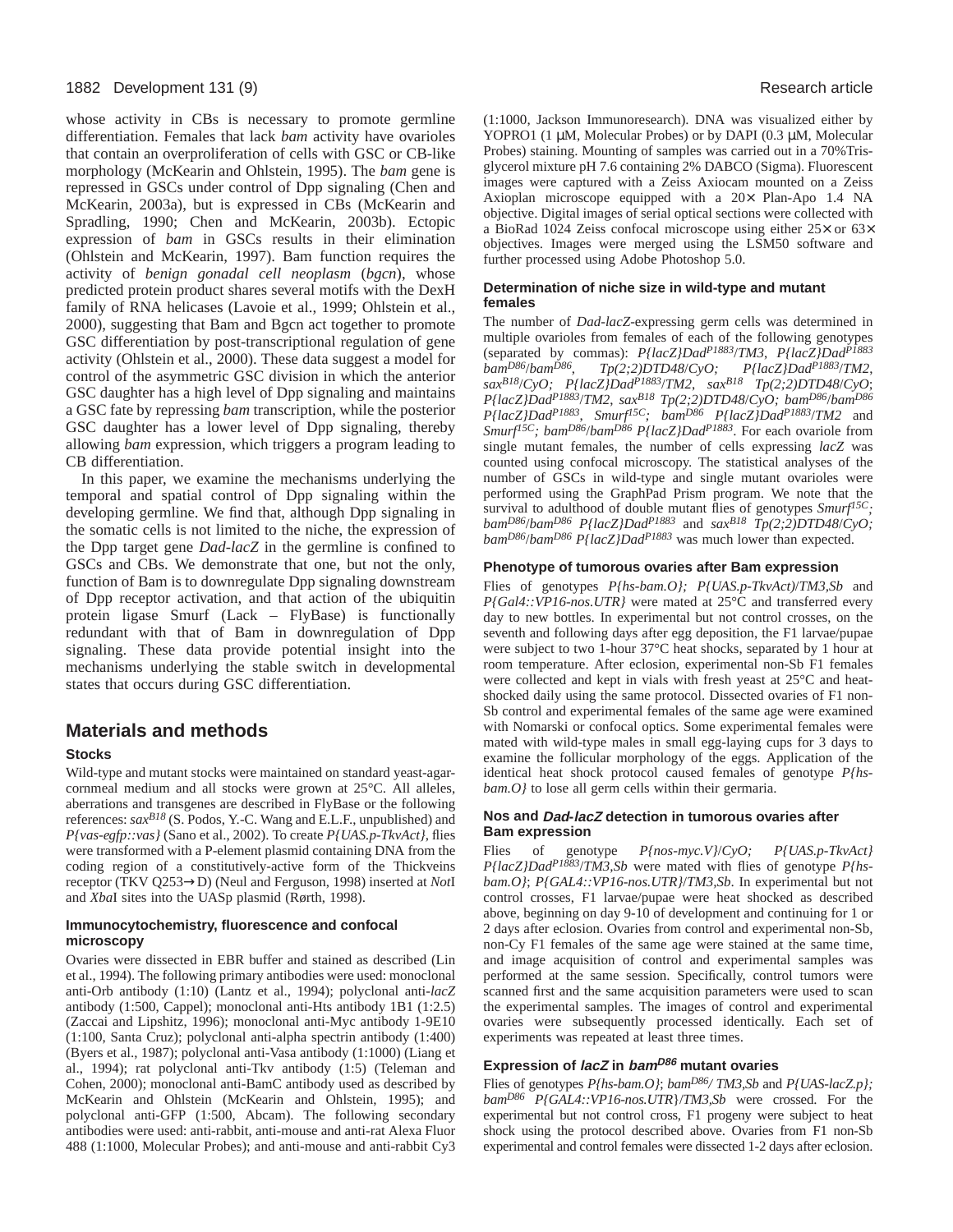whose activity in CBs is necessary to promote germline differentiation. Females that lack *bam* activity have ovarioles that contain an overproliferation of cells with GSC or CB-like morphology (McKearin and Ohlstein, 1995). The *bam* gene is repressed in GSCs under control of Dpp signaling (Chen and McKearin, 2003a), but is expressed in CBs (McKearin and Spradling, 1990; Chen and McKearin, 2003b). Ectopic expression of *bam* in GSCs results in their elimination (Ohlstein and McKearin, 1997). Bam function requires the activity of *benign gonadal cell neoplasm* (*bgcn*), whose predicted protein product shares several motifs with the DexH family of RNA helicases (Lavoie et al., 1999; Ohlstein et al., 2000), suggesting that Bam and Bgcn act together to promote GSC differentiation by post-transcriptional regulation of gene activity (Ohlstein et al., 2000). These data suggest a model for control of the asymmetric GSC division in which the anterior GSC daughter has a high level of Dpp signaling and maintains a GSC fate by repressing *bam* transcription, while the posterior GSC daughter has a lower level of Dpp signaling, thereby allowing *bam* expression, which triggers a program leading to CB differentiation.

In this paper, we examine the mechanisms underlying the temporal and spatial control of Dpp signaling within the developing germline. We find that, although Dpp signaling in the somatic cells is not limited to the niche, the expression of the Dpp target gene *Dad-lacZ* in the germline is confined to GSCs and CBs. We demonstrate that one, but not the only, function of Bam is to downregulate Dpp signaling downstream of Dpp receptor activation, and that action of the ubiquitin protein ligase Smurf (Lack – FlyBase) is functionally redundant with that of Bam in downregulation of Dpp signaling. These data provide potential insight into the mechanisms underlying the stable switch in developmental states that occurs during GSC differentiation.

## Materials and methods

### Stocks

Wild-type and mutant stocks were maintained on standard yeast-agar-cornmeal medium and all stocks were grown at 25°C. All alleles, aberrations and transgenes are described in FlyBase or the following references: *sax*$^{B18}$ (S. Podos, Y.-C. Wang and E.L.F., unpublished) and *P{vas-egfp::vas}* (Sano et al., 2002). To create *P{UAS.p-TkvAct}*, flies were transformed with a P-element plasmid containing DNA from the coding region of a constitutively-active form of the Thickveins receptor (TKV Q253→D) (Neul and Ferguson, 1998) inserted at *Not*I and *Xba*I sites into the UASp plasmid (Rørth, 1998).

### Immunocytochemistry, fluorescence and confocal microscopy

Ovaries were dissected in EBR buffer and stained as described (Lin et al., 1994). The following primary antibodies were used: monoclonal anti-Orb antibody (1:10) (Lantz et al., 1994); polyclonal anti-*lacZ* antibody (1:500, Cappel); monoclonal anti-Hts antibody 1B1 (1:2.5) (Zaccai and Lipshitz, 1996); monoclonal anti-Myc antibody 1-9E10 (1:100, Santa Cruz); polyclonal anti-alpha spectrin antibody (1:400) (Byers et al., 1987); polyclonal anti-Vasa antibody (1:1000) (Liang et al., 1994); rat polyclonal anti-Tkv antibody (1:5) (Teleman and Cohen, 2000); monoclonal anti-BamC antibody used as described by McKearin and Ohlstein (McKearin and Ohlstein, 1995); and polyclonal anti-GFP (1:500, Abcam). The following secondary antibodies were used: anti-rabbit, anti-mouse and anti-rat Alexa Fluor 488 (1:1000, Molecular Probes); and anti-mouse and anti-rabbit Cy3 (1:1000, Jackson Immunoresearch). DNA was visualized either by YOPRO1 (1 μM, Molecular Probes) or by DAPI (0.3 μM, Molecular Probes) staining. Mounting of samples was carried out in a 70%Tris-glycerol mixture pH 7.6 containing 2% DABCO (Sigma). Fluorescent images were captured with a Zeiss Axiocam mounted on a Zeiss Axioplan microscope equipped with a 20× Plan-Apo 1.4 NA objective. Digital images of serial optical sections were collected with a BioRad 1024 Zeiss confocal microscope using either 25× or 63× objectives. Images were merged using the LSM50 software and further processed using Adobe Photoshop 5.0.

### Determination of niche size in wild-type and mutant females

The number of *Dad-lacZ*-expressing germ cells was determined in multiple ovarioles from females of each of the following genotypes (separated by commas): *P{lacZ}Dad*$^{P1883}$/*TM3*, *P{lacZ}Dad*$^{P1883}$ *bam*$^{D86}$/*bam*$^{D86}$, *Tp(2;2)DTD48*/*CyO; P{lacZ}Dad*$^{P1883}$/*TM2*, *sax*$^{B18}$/*CyO; P{lacZ}Dad*$^{P1883}$/*TM2*, *sax*$^{B18}$ *Tp(2;2)DTD48*/*CyO*; *P{lacZ}Dad*$^{P1883}$/*TM2*, *sax*$^{B18}$ *Tp(2;2)DTD48*/*CyO; bam*$^{D86}$/*bam*$^{D86}$ *P{lacZ}Dad*$^{P1883}$, *Smurf*$^{15C}$*; bam*$^{D86}$ *P{lacZ}Dad*$^{P1883}$/*TM2* and *Smurf*$^{15C}$*; bam*$^{D86}$/*bam*$^{D86}$ *P{lacZ}Dad*$^{P1883}$. For each ovariole from single mutant females, the number of cells expressing *lacZ* was counted using confocal microscopy. The statistical analyses of the number of GSCs in wild-type and single mutant ovarioles were performed using the GraphPad Prism program. We note that the survival to adulthood of double mutant flies of genotypes *Smurf*$^{15C}$*; bam*$^{D86}$/*bam*$^{D86}$ *P{lacZ}Dad*$^{P1883}$ and *sax*$^{B18}$ *Tp(2;2)DTD48*/*CyO; bam*$^{D86}$/*bam*$^{D86}$ *P{lacZ}Dad*$^{P1883}$ was much lower than expected.

### Phenotype of tumorous ovaries after Bam expression

Flies of genotypes *P{hs-bam.O}; P{UAS.p-TkvAct)*/*TM3,Sb* and *P{Gal4::VP16-nos.UTR}* were mated at 25°C and transferred every day to new bottles. In experimental but not control crosses, on the seventh and following days after egg deposition, the F1 larvae/pupae were subject to two 1-hour 37°C heat shocks, separated by 1 hour at room temperature. After eclosion, experimental non-Sb F1 females were collected and kept in vials with fresh yeast at 25°C and heat-shocked daily using the same protocol. Dissected ovaries of F1 non-Sb control and experimental females of the same age were examined with Nomarski or confocal optics. Some experimental females were mated with wild-type males in small egg-laying cups for 3 days to examine the follicular morphology of the eggs. Application of the identical heat shock protocol caused females of genotype *P{hs-bam.O}* to lose all germ cells within their germaria.

### Nos and *Dad-lacZ* detection in tumorous ovaries after Bam expression

Flies of genotype *P{nos-myc.V}*/*CyO; P{UAS.p-TkvAct} P{lacZ}Dad*$^{P1883}$/*TM3,Sb* were mated with flies of genotype *P{hs-bam.O}*; *P{GAL4::VP16-nos.UTR}*/*TM3,Sb*. In experimental but not control crosses, F1 larvae/pupae were heat shocked as described above, beginning on day 9-10 of development and continuing for 1 or 2 days after eclosion. Ovaries from control and experimental non-Sb, non-Cy F1 females of the same age were stained at the same time, and image acquisition of control and experimental samples was performed at the same session. Specifically, control tumors were scanned first and the same acquisition parameters were used to scan the experimental samples. The images of control and experimental ovaries were subsequently processed identically. Each set of experiments was repeated at least three times.

### Expression of *lacZ* in *bam*$^{D86}$ mutant ovaries

Flies of genotypes *P{hs-bam.O}*; *bam*$^{D86}$/ *TM3,Sb* and *P{UAS-lacZ.p}; bam*$^{D86}$ *P{GAL4::VP16-nos.UTR}*/*TM3,Sb* were crossed. For the experimental but not control cross, F1 progeny were subject to heat shock using the protocol described above. Ovaries from F1 non-Sb experimental and control females were dissected 1-2 days after eclosion.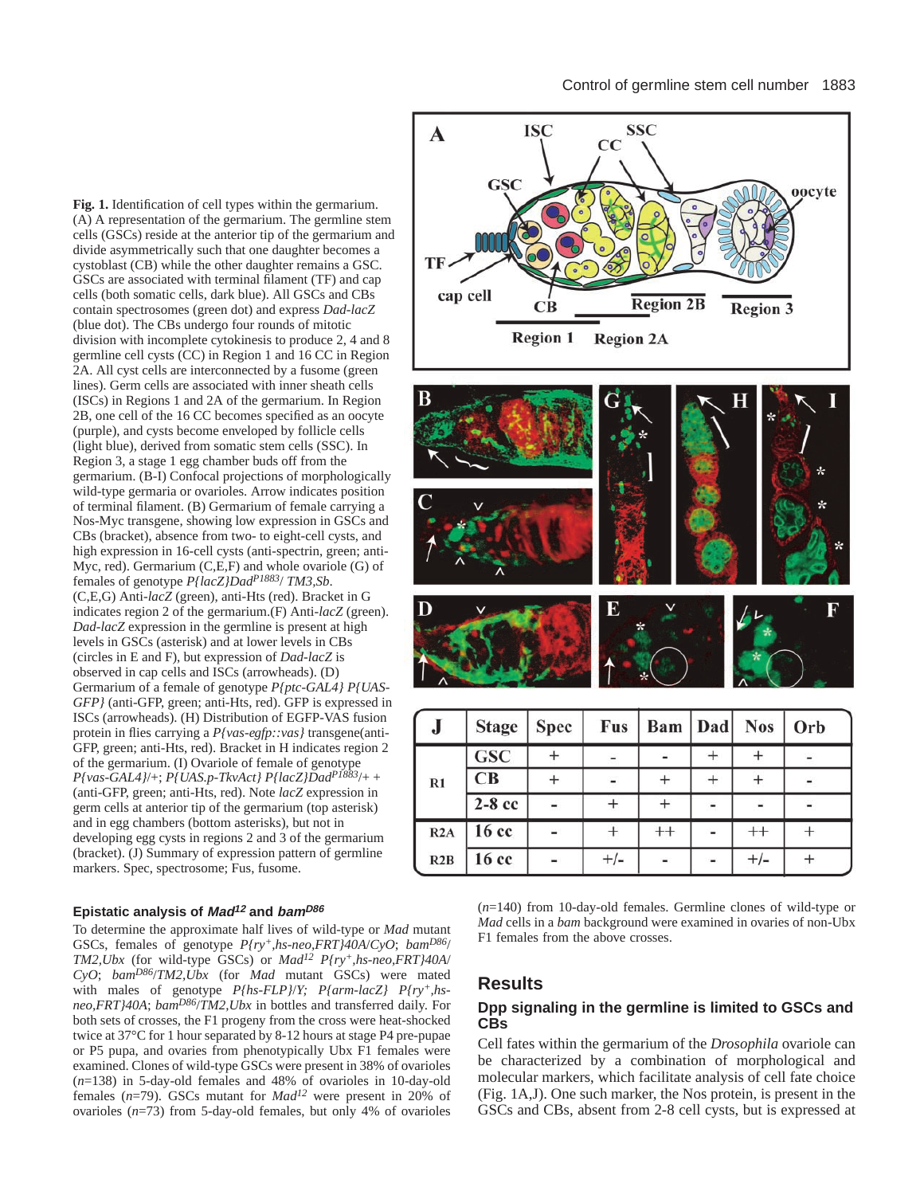**Fig. 1.** Identification of cell types within the germarium. (A) A representation of the germarium. The germline stem cells (GSCs) reside at the anterior tip of the germarium and divide asymmetrically such that one daughter becomes a cystoblast (CB) while the other daughter remains a GSC. GSCs are associated with terminal filament (TF) and cap cells (both somatic cells, dark blue). All GSCs and CBs contain spectrosomes (green dot) and express *Dad-lacZ* (blue dot). The CBs undergo four rounds of mitotic division with incomplete cytokinesis to produce 2, 4 and 8 germline cell cysts (CC) in Region 1 and 16 CC in Region 2A. All cyst cells are interconnected by a fusome (green lines). Germ cells are associated with inner sheath cells (ISCs) in Regions 1 and 2A of the germarium. In Region 2B, one cell of the 16 CC becomes specified as an oocyte (purple), and cysts become enveloped by follicle cells (light blue), derived from somatic stem cells (SSC). In Region 3, a stage 1 egg chamber buds off from the germarium. (B-I) Confocal projections of morphologically wild-type germaria or ovarioles. Arrow indicates position of terminal filament. (B) Germarium of female carrying a Nos-Myc transgene, showing low expression in GSCs and CBs (bracket), absence from two- to eight-cell cysts, and high expression in 16-cell cysts (anti-spectrin, green; anti-Myc, red). Germarium (C,E,F) and whole ovariole (G) of females of genotype *P{lacZ}Dad^P1883/ TM3,Sb*. (C,E,G) Anti-*lacZ* (green), anti-Hts (red). Bracket in G indicates region 2 of the germarium.(F) Anti-*lacZ* (green). *Dad-lacZ* expression in the germline is present at high levels in GSCs (asterisk) and at lower levels in CBs (circles in E and F), but expression of *Dad-lacZ* is observed in cap cells and ISCs (arrowheads). (D) Germarium of a female of genotype *P{ptc-GAL4} P{UAS-GFP}* (anti-GFP, green; anti-Hts, red). GFP is expressed in ISCs (arrowheads). (H) Distribution of EGFP-VAS fusion protein in flies carrying a *P{vas-egfp::vas}* transgene(anti-GFP, green; anti-Hts, red). Bracket in H indicates region 2 of the germarium. (I) Ovariole of female of genotype *P{vas-GAL4}/+; P{UAS.p-TkvAct} P{lacZ}Dad^P1883/+ +* (anti-GFP, green; anti-Hts, red). Note *lacZ* expression in germ cells at anterior tip of the germarium (top asterisk) and in egg chambers (bottom asterisks), but not in developing egg cysts in regions 2 and 3 of the germarium (bracket). (J) Summary of expression pattern of germline markers. Spec, spectrosome; Fus, fusome.

| J | Stage | Spec | Fus | Bam | Dad | Nos | Orb |
|---|---|---|---|---|---|---|---|
| R1 | GSC | + | - | - | + | + | - |
| | CB | + | - | + | + | + | - |
| | 2-8 cc | - | + | + | - | - | - |
| R2A | 16 cc | - | + | ++ | - | ++ | + |
| R2B | 16 cc | - | +/- | - | - | +/- | + |

### Epistatic analysis of *Mad^12* and *bam^D86*

To determine the approximate half lives of wild-type or *Mad* mutant GSCs, females of genotype *P{ry^+,hs-neo,FRT}40A/CyO; bam^D86/TM2,Ubx* (for wild-type GSCs) or *Mad^12 P{ry^+,hs-neo,FRT}40A/CyO; bam^D86/TM2,Ubx* (for *Mad* mutant GSCs) were mated with males of genotype *P{hs-FLP}/Y; P{arm-lacZ} P{ry^+,hs-neo,FRT}40A; bam^D86/TM2,Ubx* in bottles and transferred daily. For both sets of crosses, the F1 progeny from the cross were heat-shocked twice at 37°C for 1 hour separated by 8-12 hours at stage P4 pre-pupae or P5 pupa, and ovaries from phenotypically Ubx F1 females were examined. Clones of wild-type GSCs were present in 38% of ovarioles ($n$=138) in 5-day-old females and 48% of ovarioles in 10-day-old females ($n$=79). GSCs mutant for *Mad^12* were present in 20% of ovarioles ($n$=73) from 5-day-old females, but only 4% of ovarioles ($n$=140) from 10-day-old females. Germline clones of wild-type or *Mad* cells in a *bam* background were examined in ovaries of non-Ubx F1 females from the above crosses.

## Results

### Dpp signaling in the germline is limited to GSCs and CBs

Cell fates within the germarium of the *Drosophila* ovariole can be characterized by a combination of morphological and molecular markers, which facilitate analysis of cell fate choice (Fig. 1A,J). One such marker, the Nos protein, is present in the GSCs and CBs, absent from 2-8 cell cysts, but is expressed at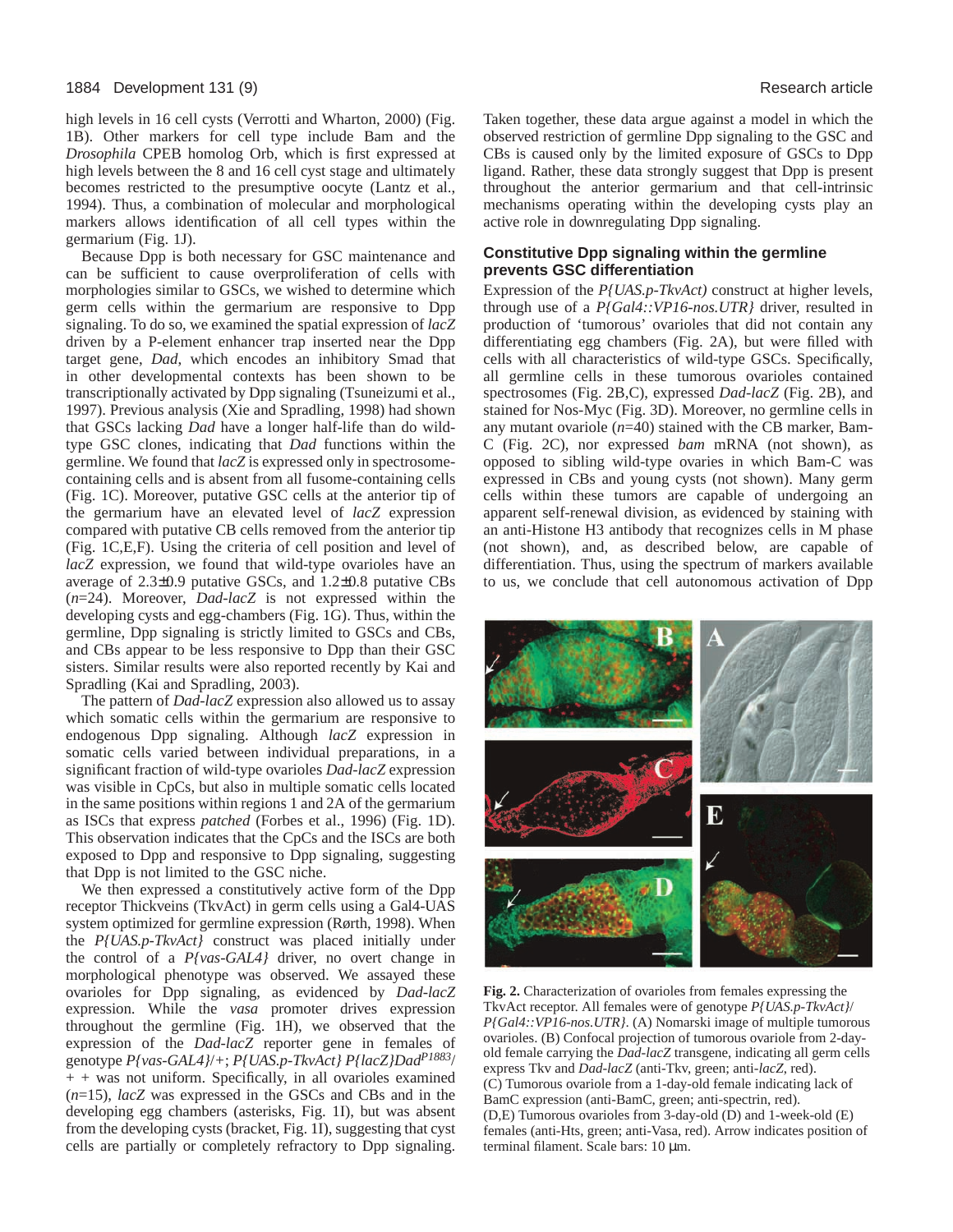high levels in 16 cell cysts (Verrotti and Wharton, 2000) (Fig. 1B). Other markers for cell type include Bam and the *Drosophila* CPEB homolog Orb, which is first expressed at high levels between the 8 and 16 cell cyst stage and ultimately becomes restricted to the presumptive oocyte (Lantz et al., 1994). Thus, a combination of molecular and morphological markers allows identification of all cell types within the germarium (Fig. 1J).

Because Dpp is both necessary for GSC maintenance and can be sufficient to cause overproliferation of cells with morphologies similar to GSCs, we wished to determine which germ cells within the germarium are responsive to Dpp signaling. To do so, we examined the spatial expression of *lacZ* driven by a P-element enhancer trap inserted near the Dpp target gene, *Dad*, which encodes an inhibitory Smad that in other developmental contexts has been shown to be transcriptionally activated by Dpp signaling (Tsuneizumi et al., 1997). Previous analysis (Xie and Spradling, 1998) had shown that GSCs lacking *Dad* have a longer half-life than do wild-type GSC clones, indicating that *Dad* functions within the germline. We found that *lacZ* is expressed only in spectrosome-containing cells and is absent from all fusome-containing cells (Fig. 1C). Moreover, putative GSC cells at the anterior tip of the germarium have an elevated level of *lacZ* expression compared with putative CB cells removed from the anterior tip (Fig. 1C,E,F). Using the criteria of cell position and level of *lacZ* expression, we found that wild-type ovarioles have an average of 2.3±0.9 putative GSCs, and 1.2±0.8 putative CBs (*n*=24). Moreover, *Dad-lacZ* is not expressed within the developing cysts and egg-chambers (Fig. 1G). Thus, within the germline, Dpp signaling is strictly limited to GSCs and CBs, and CBs appear to be less responsive to Dpp than their GSC sisters. Similar results were also reported recently by Kai and Spradling (Kai and Spradling, 2003).

The pattern of *Dad-lacZ* expression also allowed us to assay which somatic cells within the germarium are responsive to endogenous Dpp signaling. Although *lacZ* expression in somatic cells varied between individual preparations, in a significant fraction of wild-type ovarioles *Dad-lacZ* expression was visible in CpCs, but also in multiple somatic cells located in the same positions within regions 1 and 2A of the germarium as ISCs that express *patched* (Forbes et al., 1996) (Fig. 1D). This observation indicates that the CpCs and the ISCs are both exposed to Dpp and responsive to Dpp signaling, suggesting that Dpp is not limited to the GSC niche.

We then expressed a constitutively active form of the Dpp receptor Thickveins (TkvAct) in germ cells using a Gal4-UAS system optimized for germline expression (Rørth, 1998). When the *P{UAS.p-TkvAct}* construct was placed initially under the control of a *P{vas-GAL4}* driver, no overt change in morphological phenotype was observed. We assayed these ovarioles for Dpp signaling, as evidenced by *Dad-lacZ* expression. While the *vasa* promoter drives expression throughout the germline (Fig. 1H), we observed that the expression of the *Dad-lacZ* reporter gene in females of genotype *P{vas-GAL4}*/+; *P{UAS.p-TkvAct} P{lacZ}Dad*$^{P1883}$/+ + was not uniform. Specifically, in all ovarioles examined (*n*=15), *lacZ* was expressed in the GSCs and CBs and in the developing egg chambers (asterisks, Fig. 1I), but was absent from the developing cysts (bracket, Fig. 1I), suggesting that cyst cells are partially or completely refractory to Dpp signaling.

Taken together, these data argue against a model in which the observed restriction of germline Dpp signaling to the GSC and CBs is caused only by the limited exposure of GSCs to Dpp ligand. Rather, these data strongly suggest that Dpp is present throughout the anterior germarium and that cell-intrinsic mechanisms operating within the developing cysts play an active role in downregulating Dpp signaling.

## Constitutive Dpp signaling within the germline prevents GSC differentiation

Expression of the *P{UAS.p-TkvAct)* construct at higher levels, through use of a *P{Gal4::VP16-nos.UTR}* driver, resulted in production of 'tumorous' ovarioles that did not contain any differentiating egg chambers (Fig. 2A), but were filled with cells with all characteristics of wild-type GSCs. Specifically, all germline cells in these tumorous ovarioles contained spectrosomes (Fig. 2B,C), expressed *Dad-lacZ* (Fig. 2B), and stained for Nos-Myc (Fig. 3D). Moreover, no germline cells in any mutant ovariole (*n*=40) stained with the CB marker, Bam-C (Fig. 2C), nor expressed *bam* mRNA (not shown), as opposed to sibling wild-type ovaries in which Bam-C was expressed in CBs and young cysts (not shown). Many germ cells within these tumors are capable of undergoing an apparent self-renewal division, as evidenced by staining with an anti-Histone H3 antibody that recognizes cells in M phase (not shown), and, as described below, are capable of differentiation. Thus, using the spectrum of markers available to us, we conclude that cell autonomous activation of Dpp

**Fig. 2.** Characterization of ovarioles from females expressing the TkvAct receptor. All females were of genotype *P{UAS.p-TkvAct}*/*P{Gal4::VP16-nos.UTR}*. (A) Nomarski image of multiple tumorous ovarioles. (B) Confocal projection of tumorous ovariole from 2-day-old female carrying the *Dad-lacZ* transgene, indicating all germ cells express Tkv and *Dad-lacZ* (anti-Tkv, green; anti-*lacZ*, red). (C) Tumorous ovariole from a 1-day-old female indicating lack of BamC expression (anti-BamC, green; anti-spectrin, red). (D,E) Tumorous ovarioles from 3-day-old (D) and 1-week-old (E) females (anti-Hts, green; anti-Vasa, red). Arrow indicates position of terminal filament. Scale bars: 10 μm.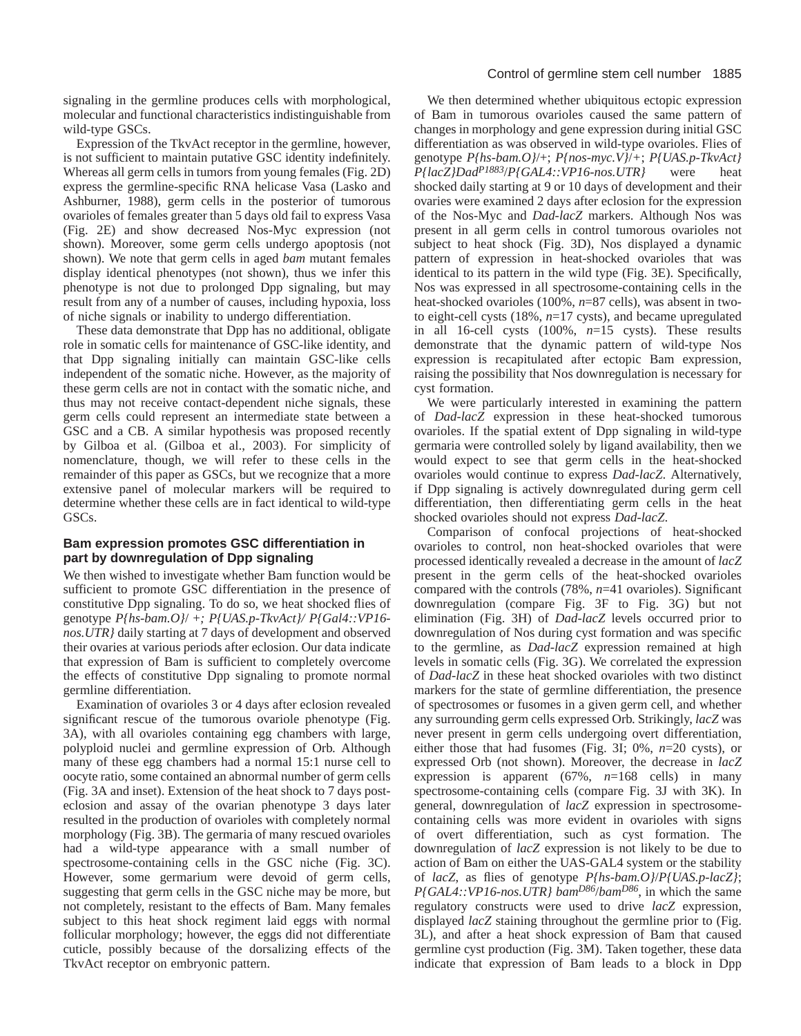signaling in the germline produces cells with morphological, molecular and functional characteristics indistinguishable from wild-type GSCs.

Expression of the TkvAct receptor in the germline, however, is not sufficient to maintain putative GSC identity indefinitely. Whereas all germ cells in tumors from young females (Fig. 2D) express the germline-specific RNA helicase Vasa (Lasko and Ashburner, 1988), germ cells in the posterior of tumorous ovarioles of females greater than 5 days old fail to express Vasa (Fig. 2E) and show decreased Nos-Myc expression (not shown). Moreover, some germ cells undergo apoptosis (not shown). We note that germ cells in aged *bam* mutant females display identical phenotypes (not shown), thus we infer this phenotype is not due to prolonged Dpp signaling, but may result from any of a number of causes, including hypoxia, loss of niche signals or inability to undergo differentiation.

These data demonstrate that Dpp has no additional, obligate role in somatic cells for maintenance of GSC-like identity, and that Dpp signaling initially can maintain GSC-like cells independent of the somatic niche. However, as the majority of these germ cells are not in contact with the somatic niche, and thus may not receive contact-dependent niche signals, these germ cells could represent an intermediate state between a GSC and a CB. A similar hypothesis was proposed recently by Gilboa et al. (Gilboa et al., 2003). For simplicity of nomenclature, though, we will refer to these cells in the remainder of this paper as GSCs, but we recognize that a more extensive panel of molecular markers will be required to determine whether these cells are in fact identical to wild-type GSCs.

### Bam expression promotes GSC differentiation in part by downregulation of Dpp signaling

We then wished to investigate whether Bam function would be sufficient to promote GSC differentiation in the presence of constitutive Dpp signaling. To do so, we heat shocked flies of genotype *P{hs-bam.O}/ +; P{UAS.p-TkvAct}/ P{Gal4::VP16-nos.UTR}* daily starting at 7 days of development and observed their ovaries at various periods after eclosion. Our data indicate that expression of Bam is sufficient to completely overcome the effects of constitutive Dpp signaling to promote normal germline differentiation.

Examination of ovarioles 3 or 4 days after eclosion revealed significant rescue of the tumorous ovariole phenotype (Fig. 3A), with all ovarioles containing egg chambers with large, polyploid nuclei and germline expression of Orb. Although many of these egg chambers had a normal 15:1 nurse cell to oocyte ratio, some contained an abnormal number of germ cells (Fig. 3A and inset). Extension of the heat shock to 7 days post-eclosion and assay of the ovarian phenotype 3 days later resulted in the production of ovarioles with completely normal morphology (Fig. 3B). The germaria of many rescued ovarioles had a wild-type appearance with a small number of spectrosome-containing cells in the GSC niche (Fig. 3C). However, some germarium were devoid of germ cells, suggesting that germ cells in the GSC niche may be more, but not completely, resistant to the effects of Bam. Many females subject to this heat shock regiment laid eggs with normal follicular morphology; however, the eggs did not differentiate cuticle, possibly because of the dorsalizing effects of the TkvAct receptor on embryonic pattern.

We then determined whether ubiquitous ectopic expression of Bam in tumorous ovarioles caused the same pattern of changes in morphology and gene expression during initial GSC differentiation as was observed in wild-type ovarioles. Flies of genotype *P{hs-bam.O}/+; P{nos-myc.V}/+; P{UAS.p-TkvAct} P{lacZ}Dad*$^{P1883}$*/P{GAL4::VP16-nos.UTR}* were heat shocked daily starting at 9 or 10 days of development and their ovaries were examined 2 days after eclosion for the expression of the Nos-Myc and *Dad-lacZ* markers. Although Nos was present in all germ cells in control tumorous ovarioles not subject to heat shock (Fig. 3D), Nos displayed a dynamic pattern of expression in heat-shocked ovarioles that was identical to its pattern in the wild type (Fig. 3E). Specifically, Nos was expressed in all spectrosome-containing cells in the heat-shocked ovarioles (100%, *n*=87 cells), was absent in two- to eight-cell cysts (18%, *n*=17 cysts), and became upregulated in all 16-cell cysts (100%, *n*=15 cysts). These results demonstrate that the dynamic pattern of wild-type Nos expression is recapitulated after ectopic Bam expression, raising the possibility that Nos downregulation is necessary for cyst formation.

We were particularly interested in examining the pattern of *Dad-lacZ* expression in these heat-shocked tumorous ovarioles. If the spatial extent of Dpp signaling in wild-type germaria were controlled solely by ligand availability, then we would expect to see that germ cells in the heat-shocked ovarioles would continue to express *Dad-lacZ*. Alternatively, if Dpp signaling is actively downregulated during germ cell differentiation, then differentiating germ cells in the heat shocked ovarioles should not express *Dad-lacZ*.

Comparison of confocal projections of heat-shocked ovarioles to control, non heat-shocked ovarioles that were processed identically revealed a decrease in the amount of *lacZ* present in the germ cells of the heat-shocked ovarioles compared with the controls (78%, *n*=41 ovarioles). Significant downregulation (compare Fig. 3F to Fig. 3G) but not elimination (Fig. 3H) of *Dad-lacZ* levels occurred prior to downregulation of Nos during cyst formation and was specific to the germline, as *Dad-lacZ* expression remained at high levels in somatic cells (Fig. 3G). We correlated the expression of *Dad-lacZ* in these heat shocked ovarioles with two distinct markers for the state of germline differentiation, the presence of spectrosomes or fusomes in a given germ cell, and whether any surrounding germ cells expressed Orb. Strikingly, *lacZ* was never present in germ cells undergoing overt differentiation, either those that had fusomes (Fig. 3I; 0%, *n*=20 cysts), or expressed Orb (not shown). Moreover, the decrease in *lacZ* expression is apparent (67%, *n*=168 cells) in many spectrosome-containing cells (compare Fig. 3J with 3K). In general, downregulation of *lacZ* expression in spectrosome-containing cells was more evident in ovarioles with signs of overt differentiation, such as cyst formation. The downregulation of *lacZ* expression is not likely to be due to action of Bam on either the UAS-GAL4 system or the stability of *lacZ*, as flies of genotype *P{hs-bam.O}/P{UAS.p-lacZ}; P{GAL4::VP16-nos.UTR} bam*$^{D86}$*/bam*$^{D86}$, in which the same regulatory constructs were used to drive *lacZ* expression, displayed *lacZ* staining throughout the germline prior to (Fig. 3L), and after a heat shock expression of Bam that caused germline cyst production (Fig. 3M). Taken together, these data indicate that expression of Bam leads to a block in Dpp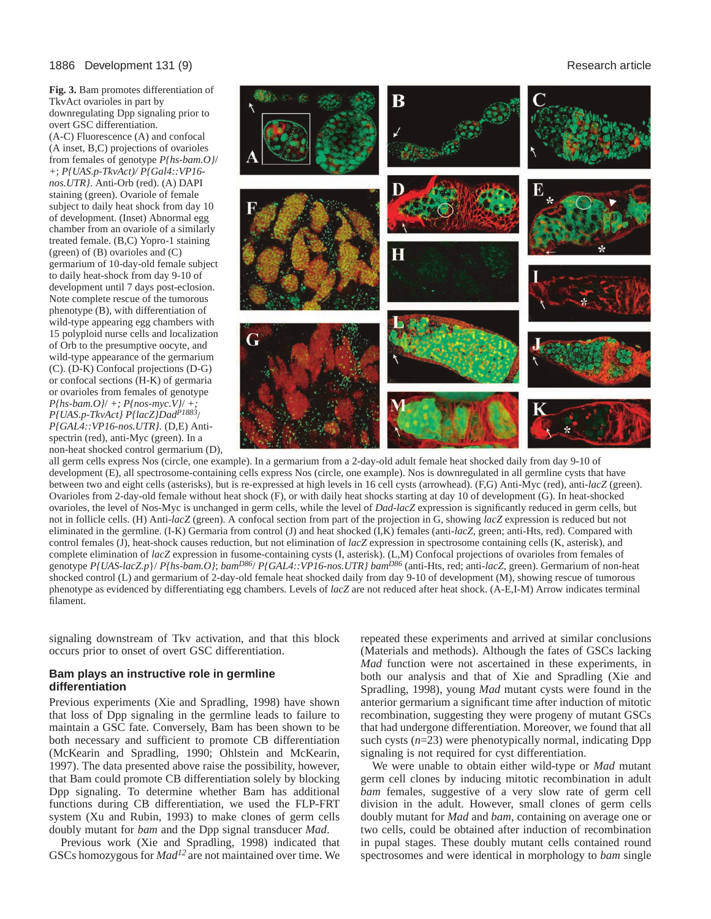**Fig. 3.** Bam promotes differentiation of TkvAct ovarioles in part by downregulating Dpp signaling prior to overt GSC differentiation. (A-C) Fluorescence (A) and confocal (A inset, B,C) projections of ovarioles from females of genotype *P{hs-bam.O}*/ +; *P{UAS.p-TkvAct)/ P{Gal4::VP16-nos.UTR}*. Anti-Orb (red). (A) DAPI staining (green). Ovariole of female subject to daily heat shock from day 10 of development. (Inset) Abnormal egg chamber from an ovariole of a similarly treated female. (B,C) Yopro-1 staining (green) of (B) ovarioles and (C) germarium of 10-day-old female subject to daily heat-shock from day 9-10 of development until 7 days post-eclosion. Note complete rescue of the tumorous phenotype (B), with differentiation of wild-type appearing egg chambers with 15 polyploid nurse cells and localization of Orb to the presumptive oocyte, and wild-type appearance of the germarium (C). (D-K) Confocal projections (D-G) or confocal sections (H-K) of germaria or ovarioles from females of genotype *P{hs-bam.O}*/ +; *P{nos-myc.V}*/ +; *P{UAS.p-TkvAct} P{lacZ}Dad*$^{P1883}$/ *P{GAL4::VP16-nos.UTR}*. (D,E) Anti-spectrin (red), anti-Myc (green). In a non-heat shocked control germarium (D), all germ cells express Nos (circle, one example). In a germarium from a 2-day-old adult female heat shocked daily from day 9-10 of development (E), all spectrosome-containing cells express Nos (circle, one example). Nos is downregulated in all germline cysts that have between two and eight cells (asterisks), but is re-expressed at high levels in 16 cell cysts (arrowhead). (F,G) Anti-Myc (red), anti-*lacZ* (green). Ovarioles from 2-day-old female without heat shock (F), or with daily heat shocks starting at day 10 of development (G). In heat-shocked ovarioles, the level of Nos-Myc is unchanged in germ cells, while the level of *Dad-lacZ* expression is significantly reduced in germ cells, but not in follicle cells. (H) Anti-*lacZ* (green). A confocal section from part of the projection in G, showing *lacZ* expression is reduced but not eliminated in the germline. (I-K) Germaria from control (J) and heat shocked (I,K) females (anti-*lacZ*, green; anti-Hts, red). Compared with control females (J), heat-shock causes reduction, but not elimination of *lacZ* expression in spectrosome containing cells (K, asterisk), and complete elimination of *lacZ* expression in fusome-containing cysts (I, asterisk). (L,M) Confocal projections of ovarioles from females of genotype *P{UAS-lacZ.p}*/ *P{hs-bam.O}*; *bam*$^{D86}$/ *P{GAL4::VP16-nos.UTR} bam*$^{D86}$ (anti-Hts, red; anti-*lacZ*, green). Germarium of non-heat shocked control (L) and germarium of 2-day-old female heat shocked daily from day 9-10 of development (M), showing rescue of tumorous phenotype as evidenced by differentiating egg chambers. Levels of *lacZ* are not reduced after heat shock. (A-E,I-M) Arrow indicates terminal filament.

signaling downstream of Tkv activation, and that this block occurs prior to onset of overt GSC differentiation.

### Bam plays an instructive role in germline differentiation

Previous experiments (Xie and Spradling, 1998) have shown that loss of Dpp signaling in the germline leads to failure to maintain a GSC fate. Conversely, Bam has been shown to be both necessary and sufficient to promote CB differentiation (McKearin and Spradling, 1990; Ohlstein and McKearin, 1997). The data presented above raise the possibility, however, that Bam could promote CB differentiation solely by blocking Dpp signaling. To determine whether Bam has additional functions during CB differentiation, we used the FLP-FRT system (Xu and Rubin, 1993) to make clones of germ cells doubly mutant for *bam* and the Dpp signal transducer *Mad*.

Previous work (Xie and Spradling, 1998) indicated that GSCs homozygous for *Mad*$^{12}$ are not maintained over time. We repeated these experiments and arrived at similar conclusions (Materials and methods). Although the fates of GSCs lacking *Mad* function were not ascertained in these experiments, in both our analysis and that of Xie and Spradling (Xie and Spradling, 1998), young *Mad* mutant cysts were found in the anterior germarium a significant time after induction of mitotic recombination, suggesting they were progeny of mutant GSCs that had undergone differentiation. Moreover, we found that all such cysts ($n$=23) were phenotypically normal, indicating Dpp signaling is not required for cyst differentiation.

We were unable to obtain either wild-type or *Mad* mutant germ cell clones by inducing mitotic recombination in adult *bam* females, suggestive of a very slow rate of germ cell division in the adult. However, small clones of germ cells doubly mutant for *Mad* and *bam*, containing on average one or two cells, could be obtained after induction of recombination in pupal stages. These doubly mutant cells contained round spectrosomes and were identical in morphology to *bam* single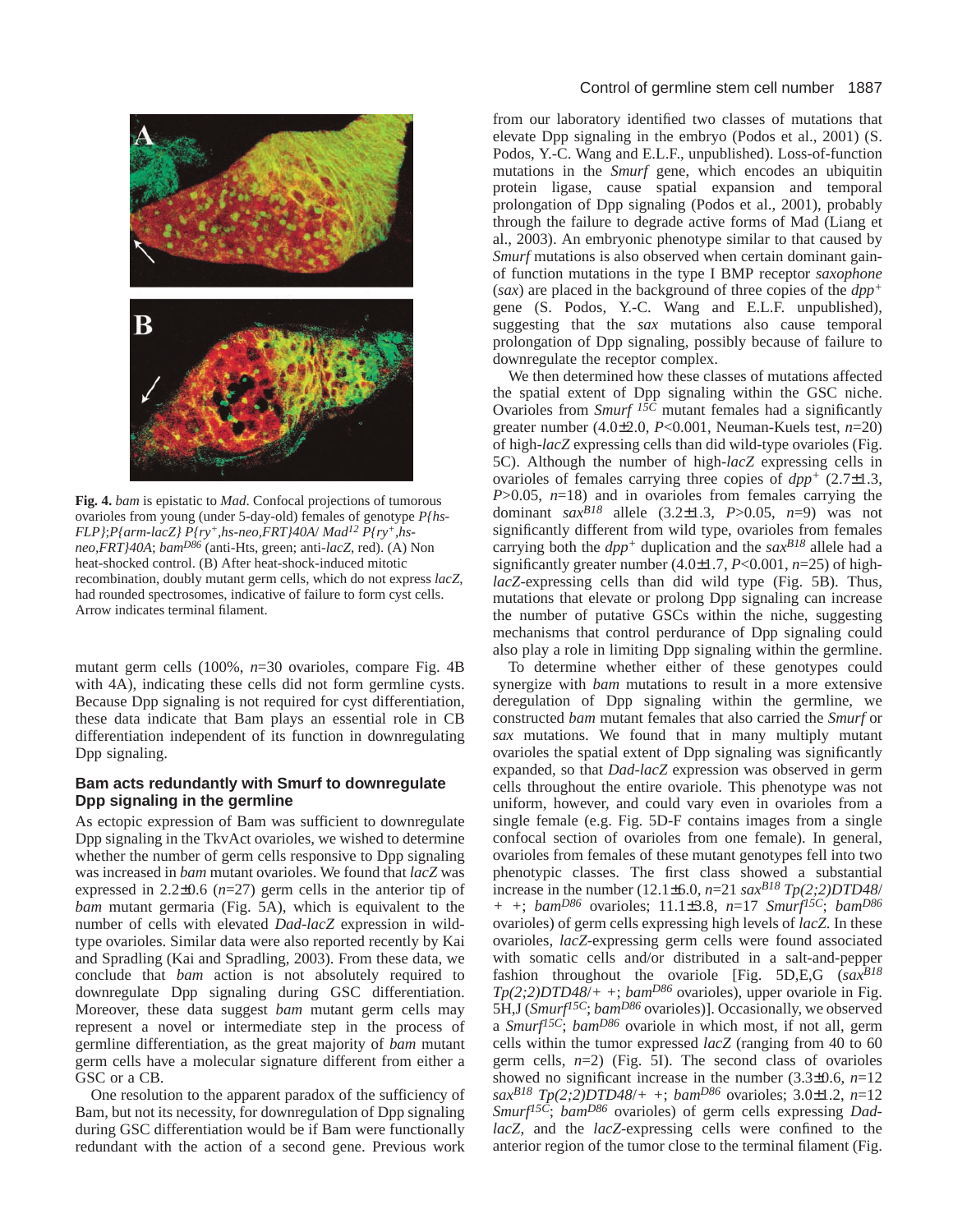**Fig. 4.** *bam* is epistatic to *Mad*. Confocal projections of tumorous ovarioles from young (under 5-day-old) females of genotype *P{hs-FLP};P{arm-lacZ} P{ry$^+$,hs-neo,FRT}40A/ Mad$^{12}$ P{ry$^+$,hs-neo,FRT}40A*; *bam$^{D86}$* (anti-Hts, green; anti-*lacZ*, red). (A) Non heat-shocked control. (B) After heat-shock-induced mitotic recombination, doubly mutant germ cells, which do not express *lacZ*, had rounded spectrosomes, indicative of failure to form cyst cells. Arrow indicates terminal filament.

mutant germ cells (100%, *n*=30 ovarioles, compare Fig. 4B with 4A), indicating these cells did not form germline cysts. Because Dpp signaling is not required for cyst differentiation, these data indicate that Bam plays an essential role in CB differentiation independent of its function in downregulating Dpp signaling.

### Bam acts redundantly with Smurf to downregulate Dpp signaling in the germline

As ectopic expression of Bam was sufficient to downregulate Dpp signaling in the TkvAct ovarioles, we wished to determine whether the number of germ cells responsive to Dpp signaling was increased in *bam* mutant ovarioles. We found that *lacZ* was expressed in 2.2±0.6 (*n*=27) germ cells in the anterior tip of *bam* mutant germaria (Fig. 5A), which is equivalent to the number of cells with elevated *Dad-lacZ* expression in wild-type ovarioles. Similar data were also reported recently by Kai and Spradling (Kai and Spradling, 2003). From these data, we conclude that *bam* action is not absolutely required to downregulate Dpp signaling during GSC differentiation. Moreover, these data suggest *bam* mutant germ cells may represent a novel or intermediate step in the process of germline differentiation, as the great majority of *bam* mutant germ cells have a molecular signature different from either a GSC or a CB.

One resolution to the apparent paradox of the sufficiency of Bam, but not its necessity, for downregulation of Dpp signaling during GSC differentiation would be if Bam were functionally redundant with the action of a second gene. Previous work from our laboratory identified two classes of mutations that elevate Dpp signaling in the embryo (Podos et al., 2001) (S. Podos, Y.-C. Wang and E.L.F., unpublished). Loss-of-function mutations in the *Smurf* gene, which encodes an ubiquitin protein ligase, cause spatial expansion and temporal prolongation of Dpp signaling (Podos et al., 2001), probably through the failure to degrade active forms of Mad (Liang et al., 2003). An embryonic phenotype similar to that caused by *Smurf* mutations is also observed when certain dominant gain-of function mutations in the type I BMP receptor *saxophone* (*sax*) are placed in the background of three copies of the *dpp$^+$* gene (S. Podos, Y.-C. Wang and E.L.F. unpublished), suggesting that the *sax* mutations also cause temporal prolongation of Dpp signaling, possibly because of failure to downregulate the receptor complex.

We then determined how these classes of mutations affected the spatial extent of Dpp signaling within the GSC niche. Ovarioles from *Smurf $^{15C}$* mutant females had a significantly greater number (4.0±2.0, $P$<0.001, Neuman-Kuels test, *n*=20) of high-*lacZ* expressing cells than did wild-type ovarioles (Fig. 5C). Although the number of high-*lacZ* expressing cells in ovarioles of females carrying three copies of *dpp$^+$* (2.7±1.3, $P$>0.05, *n*=18) and in ovarioles from females carrying the dominant *sax$^{B18}$* allele (3.2±1.3, $P$>0.05, *n*=9) was not significantly different from wild type, ovarioles from females carrying both the *dpp$^+$* duplication and the *sax$^{B18}$* allele had a significantly greater number (4.0±1.7, $P$<0.001, *n*=25) of high-*lacZ*-expressing cells than did wild type (Fig. 5B). Thus, mutations that elevate or prolong Dpp signaling can increase the number of putative GSCs within the niche, suggesting mechanisms that control perdurance of Dpp signaling could also play a role in limiting Dpp signaling within the germline.

To determine whether either of these genotypes could synergize with *bam* mutations to result in a more extensive deregulation of Dpp signaling within the germline, we constructed *bam* mutant females that also carried the *Smurf* or *sax* mutations. We found that in many multiply mutant ovarioles the spatial extent of Dpp signaling was significantly expanded, so that *Dad-lacZ* expression was observed in germ cells throughout the entire ovariole. This phenotype was not uniform, however, and could vary even in ovarioles from a single female (e.g. Fig. 5D-F contains images from a single confocal section of ovarioles from one female). In general, ovarioles from females of these mutant genotypes fell into two phenotypic classes. The first class showed a substantial increase in the number (12.1±6.0, *n*=21 *sax$^{B18}$ Tp(2;2)DTD48/+ +*; *bam$^{D86}$* ovarioles; 11.1±3.8, *n*=17 *Smurf$^{15C}$*; *bam$^{D86}$* ovarioles) of germ cells expressing high levels of *lacZ*. In these ovarioles, *lacZ*-expressing germ cells were found associated with somatic cells and/or distributed in a salt-and-pepper fashion throughout the ovariole [Fig. 5D,E,G (*sax$^{B18}$ Tp(2;2)DTD48/+ +*; *bam$^{D86}$* ovarioles), upper ovariole in Fig. 5H,J (*Smurf$^{15C}$*; *bam$^{D86}$* ovarioles)]. Occasionally, we observed a *Smurf$^{15C}$*; *bam$^{D86}$* ovariole in which most, if not all, germ cells within the tumor expressed *lacZ* (ranging from 40 to 60 germ cells, *n*=2) (Fig. 5I). The second class of ovarioles showed no significant increase in the number (3.3±0.6, *n*=12 *sax$^{B18}$ Tp(2;2)DTD48/+ +*; *bam$^{D86}$* ovarioles; 3.0±1.2, *n*=12 *Smurf$^{15C}$*; *bam$^{D86}$* ovarioles) of germ cells expressing *Dad-lacZ*, and the *lacZ*-expressing cells were confined to the anterior region of the tumor close to the terminal filament (Fig.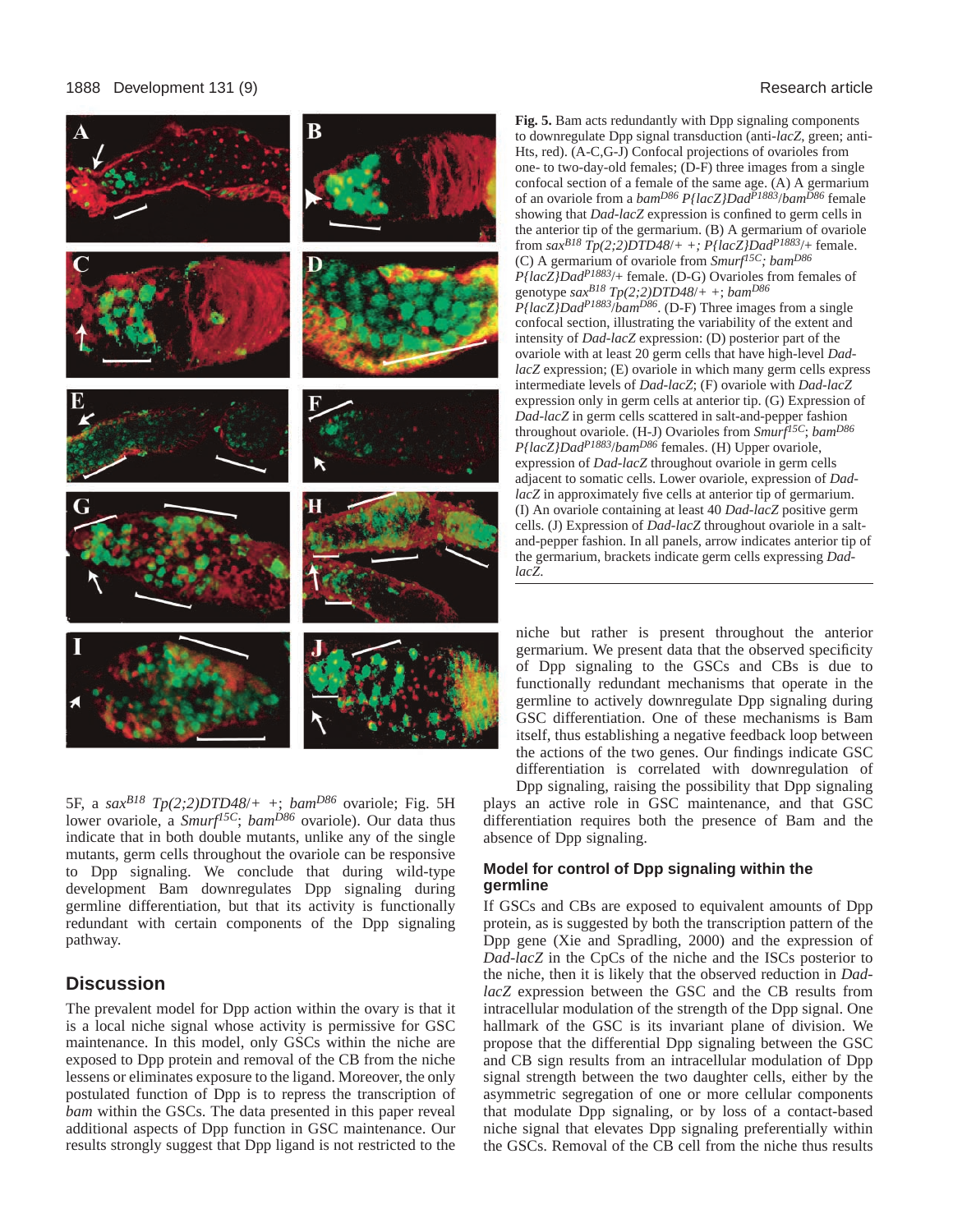**Fig. 5.** Bam acts redundantly with Dpp signaling components to downregulate Dpp signal transduction (anti-*lacZ*, green; anti-Hts, red). (A-C,G-J) Confocal projections of ovarioles from one- to two-day-old females; (D-F) three images from a single confocal section of a female of the same age. (A) A germarium of an ovariole from a $bam^{D86}$ $P\{lacZ\}Dad^{P1883}/bam^{D86}$ female showing that *Dad-lacZ* expression is confined to germ cells in the anterior tip of the germarium. (B) A germarium of ovariole from $sax^{B18}$ $Tp(2;2)DTD48/+$ $+$; $P\{lacZ\}Dad^{P1883}/+$ female. (C) A germarium of ovariole from $Smurf^{15C}$; $bam^{D86}$ $P\{lacZ\}Dad^{P1883}/+$ female. (D-G) Ovarioles from females of genotype $sax^{B18}$ $Tp(2;2)DTD48/+$ $+$; $bam^{D86}$ $P\{lacZ\}Dad^{P1883}/bam^{D86}$. (D-F) Three images from a single confocal section, illustrating the variability of the extent and intensity of *Dad-lacZ* expression: (D) posterior part of the ovariole with at least 20 germ cells that have high-level *Dad-lacZ* expression; (E) ovariole in which many germ cells express intermediate levels of *Dad-lacZ*; (F) ovariole with *Dad-lacZ* expression only in germ cells at anterior tip. (G) Expression of *Dad-lacZ* in germ cells scattered in salt-and-pepper fashion throughout ovariole. (H-J) Ovarioles from $Smurf^{15C}$; $bam^{D86}$ $P\{lacZ\}Dad^{P1883}/bam^{D86}$ females. (H) Upper ovariole, expression of *Dad-lacZ* throughout ovariole in germ cells adjacent to somatic cells. Lower ovariole, expression of *Dad-lacZ* in approximately five cells at anterior tip of germarium. (I) An ovariole containing at least 40 *Dad-lacZ* positive germ cells. (J) Expression of *Dad-lacZ* throughout ovariole in a salt-and-pepper fashion. In all panels, arrow indicates anterior tip of the germarium, brackets indicate germ cells expressing *Dad-lacZ*.

5F, a $sax^{B18}$ $Tp(2;2)DTD48/+$ $+$; $bam^{D86}$ ovariole; Fig. 5H lower ovariole, a $Smurf^{15C}$; $bam^{D86}$ ovariole). Our data thus indicate that in both double mutants, unlike any of the single mutants, germ cells throughout the ovariole can be responsive to Dpp signaling. We conclude that during wild-type development Bam downregulates Dpp signaling during germline differentiation, but that its activity is functionally redundant with certain components of the Dpp signaling pathway.

## Discussion

The prevalent model for Dpp action within the ovary is that it is a local niche signal whose activity is permissive for GSC maintenance. In this model, only GSCs within the niche are exposed to Dpp protein and removal of the CB from the niche lessens or eliminates exposure to the ligand. Moreover, the only postulated function of Dpp is to repress the transcription of *bam* within the GSCs. The data presented in this paper reveal additional aspects of Dpp function in GSC maintenance. Our results strongly suggest that Dpp ligand is not restricted to the niche but rather is present throughout the anterior germarium. We present data that the observed specificity of Dpp signaling to the GSCs and CBs is due to functionally redundant mechanisms that operate in the germline to actively downregulate Dpp signaling during GSC differentiation. One of these mechanisms is Bam itself, thus establishing a negative feedback loop between the actions of the two genes. Our findings indicate GSC differentiation is correlated with downregulation of Dpp signaling, raising the possibility that Dpp signaling plays an active role in GSC maintenance, and that GSC differentiation requires both the presence of Bam and the absence of Dpp signaling.

### Model for control of Dpp signaling within the germline

If GSCs and CBs are exposed to equivalent amounts of Dpp protein, as is suggested by both the transcription pattern of the Dpp gene (Xie and Spradling, 2000) and the expression of *Dad-lacZ* in the CpCs of the niche and the ISCs posterior to the niche, then it is likely that the observed reduction in *Dad-lacZ* expression between the GSC and the CB results from intracellular modulation of the strength of the Dpp signal. One hallmark of the GSC is its invariant plane of division. We propose that the differential Dpp signaling between the GSC and CB sign results from an intracellular modulation of Dpp signal strength between the two daughter cells, either by the asymmetric segregation of one or more cellular components that modulate Dpp signaling, or by loss of a contact-based niche signal that elevates Dpp signaling preferentially within the GSCs. Removal of the CB cell from the niche thus results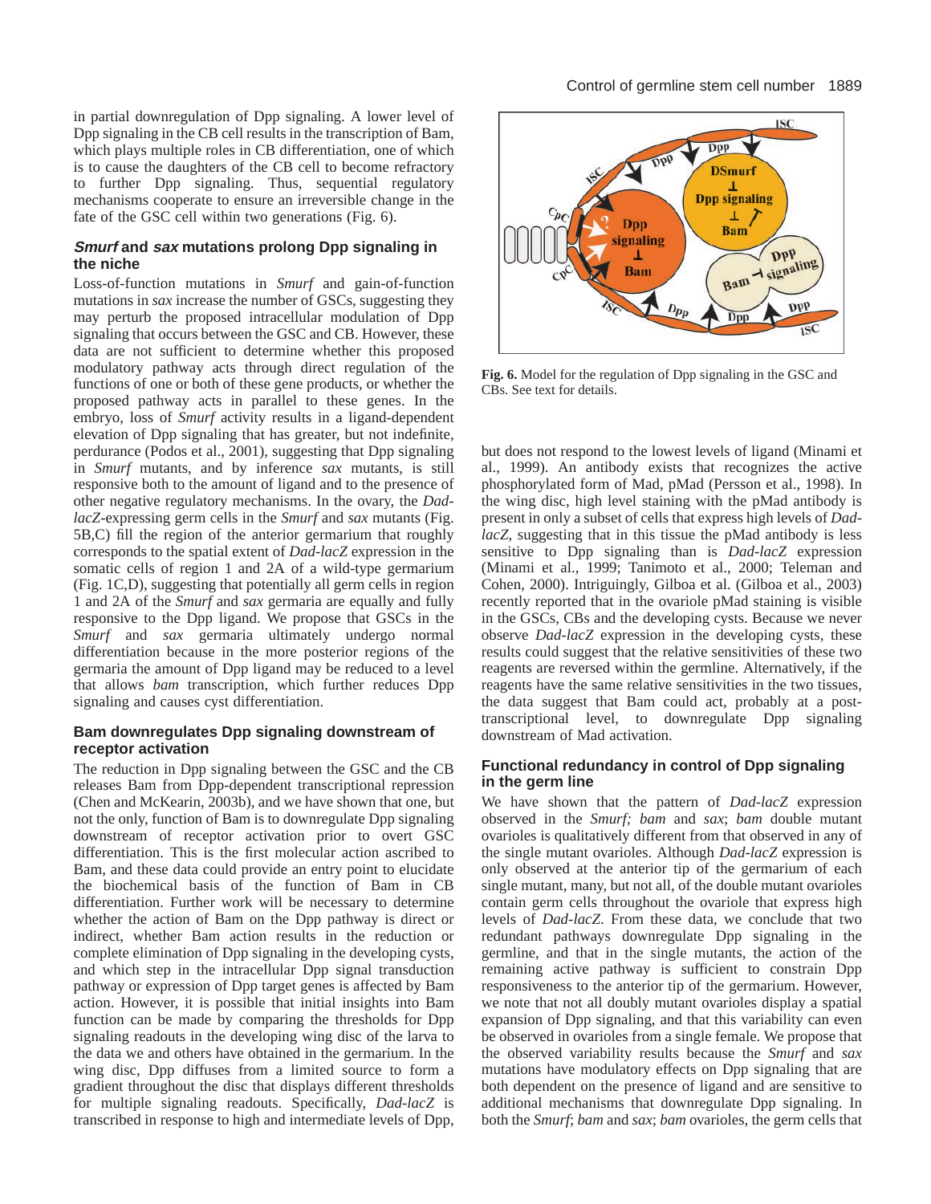in partial downregulation of Dpp signaling. A lower level of Dpp signaling in the CB cell results in the transcription of Bam, which plays multiple roles in CB differentiation, one of which is to cause the daughters of the CB cell to become refractory to further Dpp signaling. Thus, sequential regulatory mechanisms cooperate to ensure an irreversible change in the fate of the GSC cell within two generations (Fig. 6).

### *Smurf* and *sax* mutations prolong Dpp signaling in the niche

Loss-of-function mutations in *Smurf* and gain-of-function mutations in *sax* increase the number of GSCs, suggesting they may perturb the proposed intracellular modulation of Dpp signaling that occurs between the GSC and CB. However, these data are not sufficient to determine whether this proposed modulatory pathway acts through direct regulation of the functions of one or both of these gene products, or whether the proposed pathway acts in parallel to these genes. In the embryo, loss of *Smurf* activity results in a ligand-dependent elevation of Dpp signaling that has greater, but not indefinite, perdurance (Podos et al., 2001), suggesting that Dpp signaling in *Smurf* mutants, and by inference *sax* mutants, is still responsive both to the amount of ligand and to the presence of other negative regulatory mechanisms. In the ovary, the *Dad-lacZ*-expressing germ cells in the *Smurf* and *sax* mutants (Fig. 5B,C) fill the region of the anterior germarium that roughly corresponds to the spatial extent of *Dad-lacZ* expression in the somatic cells of region 1 and 2A of a wild-type germarium (Fig. 1C,D), suggesting that potentially all germ cells in region 1 and 2A of the *Smurf* and *sax* germaria are equally and fully responsive to the Dpp ligand. We propose that GSCs in the *Smurf* and *sax* germaria ultimately undergo normal differentiation because in the more posterior regions of the germaria the amount of Dpp ligand may be reduced to a level that allows *bam* transcription, which further reduces Dpp signaling and causes cyst differentiation.

### Bam downregulates Dpp signaling downstream of receptor activation

The reduction in Dpp signaling between the GSC and the CB releases Bam from Dpp-dependent transcriptional repression (Chen and McKearin, 2003b), and we have shown that one, but not the only, function of Bam is to downregulate Dpp signaling downstream of receptor activation prior to overt GSC differentiation. This is the first molecular action ascribed to Bam, and these data could provide an entry point to elucidate the biochemical basis of the function of Bam in CB differentiation. Further work will be necessary to determine whether the action of Bam on the Dpp pathway is direct or indirect, whether Bam action results in the reduction or complete elimination of Dpp signaling in the developing cysts, and which step in the intracellular Dpp signal transduction pathway or expression of Dpp target genes is affected by Bam action. However, it is possible that initial insights into Bam function can be made by comparing the thresholds for Dpp signaling readouts in the developing wing disc of the larva to the data we and others have obtained in the germarium. In the wing disc, Dpp diffuses from a limited source to form a gradient throughout the disc that displays different thresholds for multiple signaling readouts. Specifically, *Dad-lacZ* is transcribed in response to high and intermediate levels of Dpp, but does not respond to the lowest levels of ligand (Minami et al., 1999). An antibody exists that recognizes the active phosphorylated form of Mad, pMad (Persson et al., 1998). In the wing disc, high level staining with the pMad antibody is present in only a subset of cells that express high levels of *Dad-lacZ*, suggesting that in this tissue the pMad antibody is less sensitive to Dpp signaling than is *Dad-lacZ* expression (Minami et al., 1999; Tanimoto et al., 2000; Teleman and Cohen, 2000). Intriguingly, Gilboa et al. (Gilboa et al., 2003) recently reported that in the ovariole pMad staining is visible in the GSCs, CBs and the developing cysts. Because we never observe *Dad-lacZ* expression in the developing cysts, these results could suggest that the relative sensitivities of these two reagents are reversed within the germline. Alternatively, if the reagents have the same relative sensitivities in the two tissues, the data suggest that Bam could act, probably at a post-transcriptional level, to downregulate Dpp signaling downstream of Mad activation.

**Fig. 6.** Model for the regulation of Dpp signaling in the GSC and CBs. See text for details.

### Functional redundancy in control of Dpp signaling in the germ line

We have shown that the pattern of *Dad-lacZ* expression observed in the *Smurf; bam* and *sax*; *bam* double mutant ovarioles is qualitatively different from that observed in any of the single mutant ovarioles. Although *Dad-lacZ* expression is only observed at the anterior tip of the germarium of each single mutant, many, but not all, of the double mutant ovarioles contain germ cells throughout the ovariole that express high levels of *Dad-lacZ*. From these data, we conclude that two redundant pathways downregulate Dpp signaling in the germline, and that in the single mutants, the action of the remaining active pathway is sufficient to constrain Dpp responsiveness to the anterior tip of the germarium. However, we note that not all doubly mutant ovarioles display a spatial expansion of Dpp signaling, and that this variability can even be observed in ovarioles from a single female. We propose that the observed variability results because the *Smurf* and *sax* mutations have modulatory effects on Dpp signaling that are both dependent on the presence of ligand and are sensitive to additional mechanisms that downregulate Dpp signaling. In both the *Smurf*; *bam* and *sax*; *bam* ovarioles, the germ cells that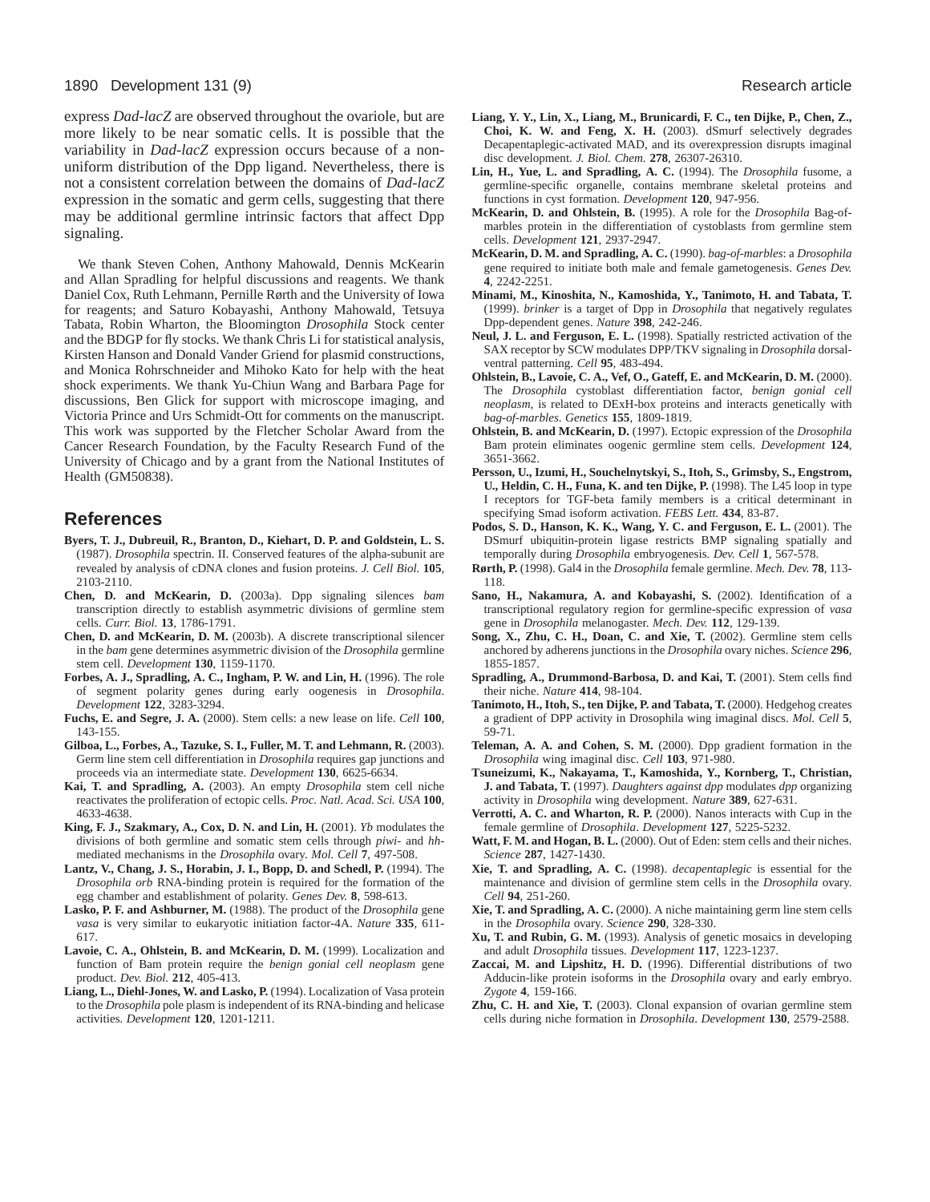express *Dad-lacZ* are observed throughout the ovariole, but are more likely to be near somatic cells. It is possible that the variability in *Dad-lacZ* expression occurs because of a non-uniform distribution of the Dpp ligand. Nevertheless, there is not a consistent correlation between the domains of *Dad-lacZ* expression in the somatic and germ cells, suggesting that there may be additional germline intrinsic factors that affect Dpp signaling.

We thank Steven Cohen, Anthony Mahowald, Dennis McKearin and Allan Spradling for helpful discussions and reagents. We thank Daniel Cox, Ruth Lehmann, Pernille Rørth and the University of Iowa for reagents; and Saturo Kobayashi, Anthony Mahowald, Tetsuya Tabata, Robin Wharton, the Bloomington *Drosophila* Stock center and the BDGP for fly stocks. We thank Chris Li for statistical analysis, Kirsten Hanson and Donald Vander Griend for plasmid constructions, and Monica Rohrschneider and Mihoko Kato for help with the heat shock experiments. We thank Yu-Chiun Wang and Barbara Page for discussions, Ben Glick for support with microscope imaging, and Victoria Prince and Urs Schmidt-Ott for comments on the manuscript. This work was supported by the Fletcher Scholar Award from the Cancer Research Foundation, by the Faculty Research Fund of the University of Chicago and by a grant from the National Institutes of Health (GM50838).

## References

**Byers, T. J., Dubreuil, R., Branton, D., Kiehart, D. P. and Goldstein, L. S.** (1987). *Drosophila* spectrin. II. Conserved features of the alpha-subunit are revealed by analysis of cDNA clones and fusion proteins. *J. Cell Biol.* **105**, 2103-2110.

**Chen, D. and McKearin, D.** (2003a). Dpp signaling silences *bam* transcription directly to establish asymmetric divisions of germline stem cells. *Curr. Biol.* **13**, 1786-1791.

**Chen, D. and McKearin, D. M.** (2003b). A discrete transcriptional silencer in the *bam* gene determines asymmetric division of the *Drosophila* germline stem cell. *Development* **130**, 1159-1170.

**Forbes, A. J., Spradling, A. C., Ingham, P. W. and Lin, H.** (1996). The role of segment polarity genes during early oogenesis in *Drosophila*. *Development* **122**, 3283-3294.

**Fuchs, E. and Segre, J. A.** (2000). Stem cells: a new lease on life. *Cell* **100**, 143-155.

**Gilboa, L., Forbes, A., Tazuke, S. I., Fuller, M. T. and Lehmann, R.** (2003). Germ line stem cell differentiation in *Drosophila* requires gap junctions and proceeds via an intermediate state. *Development* **130**, 6625-6634.

**Kai, T. and Spradling, A.** (2003). An empty *Drosophila* stem cell niche reactivates the proliferation of ectopic cells. *Proc. Natl. Acad. Sci. USA* **100**, 4633-4638.

**King, F. J., Szakmary, A., Cox, D. N. and Lin, H.** (2001). *Yb* modulates the divisions of both germline and somatic stem cells through *piwi*- and *hh*-mediated mechanisms in the *Drosophila* ovary. *Mol. Cell* **7**, 497-508.

**Lantz, V., Chang, J. S., Horabin, J. I., Bopp, D. and Schedl, P.** (1994). The *Drosophila orb* RNA-binding protein is required for the formation of the egg chamber and establishment of polarity. *Genes Dev.* **8**, 598-613.

**Lasko, P. F. and Ashburner, M.** (1988). The product of the *Drosophila* gene *vasa* is very similar to eukaryotic initiation factor-4A. *Nature* **335**, 611-617.

**Lavoie, C. A., Ohlstein, B. and McKearin, D. M.** (1999). Localization and function of Bam protein require the *benign gonial cell neoplasm* gene product. *Dev. Biol.* **212**, 405-413.

**Liang, L., Diehl-Jones, W. and Lasko, P.** (1994). Localization of Vasa protein to the *Drosophila* pole plasm is independent of its RNA-binding and helicase activities. *Development* **120**, 1201-1211.

**Liang, Y. Y., Lin, X., Liang, M., Brunicardi, F. C., ten Dijke, P., Chen, Z., Choi, K. W. and Feng, X. H.** (2003). dSmurf selectively degrades Decapentaplegic-activated MAD, and its overexpression disrupts imaginal disc development. *J. Biol. Chem.* **278**, 26307-26310.

**Lin, H., Yue, L. and Spradling, A. C.** (1994). The *Drosophila* fusome, a germline-specific organelle, contains membrane skeletal proteins and functions in cyst formation. *Development* **120**, 947-956.

**McKearin, D. and Ohlstein, B.** (1995). A role for the *Drosophila* Bag-of-marbles protein in the differentiation of cystoblasts from germline stem cells. *Development* **121**, 2937-2947.

**McKearin, D. M. and Spradling, A. C.** (1990). *bag-of-marbles*: a *Drosophila* gene required to initiate both male and female gametogenesis. *Genes Dev.* **4**, 2242-2251.

**Minami, M., Kinoshita, N., Kamoshida, Y., Tanimoto, H. and Tabata, T.** (1999). *brinker* is a target of Dpp in *Drosophila* that negatively regulates Dpp-dependent genes. *Nature* **398**, 242-246.

**Neul, J. L. and Ferguson, E. L.** (1998). Spatially restricted activation of the SAX receptor by SCW modulates DPP/TKV signaling in *Drosophila* dorsal-ventral patterning. *Cell* **95**, 483-494.

**Ohlstein, B., Lavoie, C. A., Vef, O., Gateff, E. and McKearin, D. M.** (2000). The *Drosophila* cystoblast differentiation factor, *benign gonial cell neoplasm*, is related to DExH-box proteins and interacts genetically with *bag-of-marbles*. *Genetics* **155**, 1809-1819.

**Ohlstein, B. and McKearin, D.** (1997). Ectopic expression of the *Drosophila* Bam protein eliminates oogenic germline stem cells. *Development* **124**, 3651-3662.

**Persson, U., Izumi, H., Souchelnytskyi, S., Itoh, S., Grimsby, S., Engstrom, U., Heldin, C. H., Funa, K. and ten Dijke, P.** (1998). The L45 loop in type I receptors for TGF-beta family members is a critical determinant in specifying Smad isoform activation. *FEBS Lett.* **434**, 83-87.

**Podos, S. D., Hanson, K. K., Wang, Y. C. and Ferguson, E. L.** (2001). The DSmurf ubiquitin-protein ligase restricts BMP signaling spatially and temporally during *Drosophila* embryogenesis. *Dev. Cell* **1**, 567-578.

**Rørth, P.** (1998). Gal4 in the *Drosophila* female germline. *Mech. Dev.* **78**, 113-118.

**Sano, H., Nakamura, A. and Kobayashi, S.** (2002). Identification of a transcriptional regulatory region for germline-specific expression of *vasa* gene in *Drosophila* melanogaster. *Mech. Dev.* **112**, 129-139.

**Song, X., Zhu, C. H., Doan, C. and Xie, T.** (2002). Germline stem cells anchored by adherens junctions in the *Drosophila* ovary niches. *Science* **296**, 1855-1857.

**Spradling, A., Drummond-Barbosa, D. and Kai, T.** (2001). Stem cells find their niche. *Nature* **414**, 98-104.

**Tanimoto, H., Itoh, S., ten Dijke, P. and Tabata, T.** (2000). Hedgehog creates a gradient of DPP activity in Drosophila wing imaginal discs. *Mol. Cell* **5**, 59-71.

**Teleman, A. A. and Cohen, S. M.** (2000). Dpp gradient formation in the *Drosophila* wing imaginal disc. *Cell* **103**, 971-980.

**Tsuneizumi, K., Nakayama, T., Kamoshida, Y., Kornberg, T., Christian, J. and Tabata, T.** (1997). *Daughters against dpp* modulates *dpp* organizing activity in *Drosophila* wing development. *Nature* **389**, 627-631.

**Verrotti, A. C. and Wharton, R. P.** (2000). Nanos interacts with Cup in the female germline of *Drosophila*. *Development* **127**, 5225-5232.

**Watt, F. M. and Hogan, B. L.** (2000). Out of Eden: stem cells and their niches. *Science* **287**, 1427-1430.

**Xie, T. and Spradling, A. C.** (1998). *decapentaplegic* is essential for the maintenance and division of germline stem cells in the *Drosophila* ovary. *Cell* **94**, 251-260.

**Xie, T. and Spradling, A. C.** (2000). A niche maintaining germ line stem cells in the *Drosophila* ovary. *Science* **290**, 328-330.

**Xu, T. and Rubin, G. M.** (1993). Analysis of genetic mosaics in developing and adult *Drosophila* tissues. *Development* **117**, 1223-1237.

**Zaccai, M. and Lipshitz, H. D.** (1996). Differential distributions of two Adducin-like protein isoforms in the *Drosophila* ovary and early embryo. *Zygote* **4**, 159-166.

**Zhu, C. H. and Xie, T.** (2003). Clonal expansion of ovarian germline stem cells during niche formation in *Drosophila*. *Development* **130**, 2579-2588.